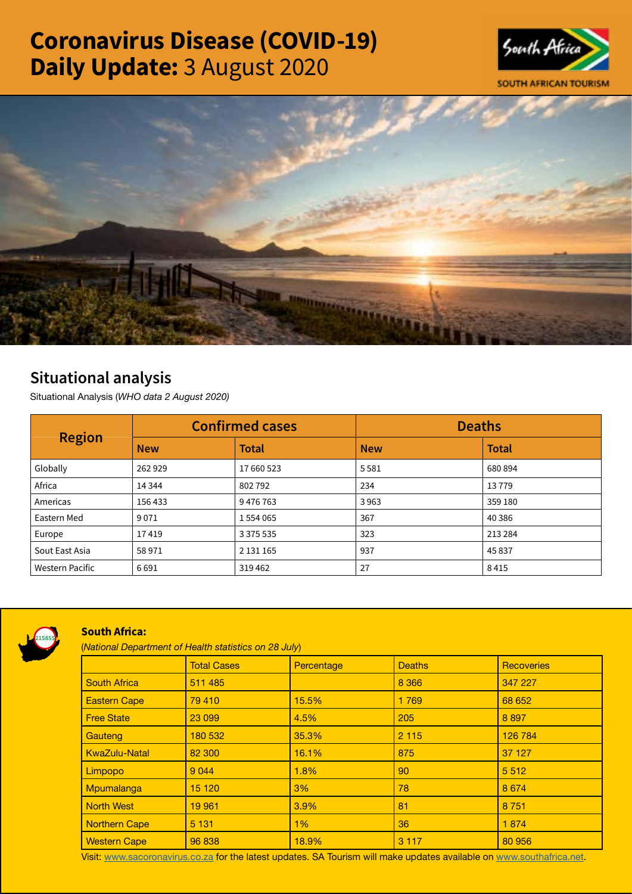# Coronavirus Disease (COVID-19) Daily Update: 3 August 2020

SOUTH AFRICAN TOURISM

## Situational analysis

Situational Analysis (*WHO data 2 August 2020*)

| Region | Confirmed cases | | Deaths | |
|---|---|---|---|---|
| | New | Total | New | Total |
| Globally | 262 929 | 17 660 523 | 5 581 | 680 894 |
| Africa | 14 344 | 802 792 | 234 | 13 779 |
| Americas | 156 433 | 9 476 763 | 3 963 | 359 180 |
| Eastern Med | 9 071 | 1 554 065 | 367 | 40 386 |
| Europe | 17 419 | 3 375 535 | 323 | 213 284 |
| Sout East Asia | 58 971 | 2 131 165 | 937 | 45 837 |
| Western Pacific | 6 691 | 319 462 | 27 | 8 415 |

215855

### South Africa:

(*National Department of Health statistics on 28 July*)

| | Total Cases | Percentage | Deaths | Recoveries |
|---|---|---|---|---|
| South Africa | 511 485 | | 8 366 | 347 227 |
| Eastern Cape | 79 410 | 15.5% | 1 769 | 68 652 |
| Free State | 23 099 | 4.5% | 205 | 8 897 |
| Gauteng | 180 532 | 35.3% | 2 115 | 126 784 |
| KwaZulu-Natal | 82 300 | 16.1% | 875 | 37 127 |
| Limpopo | 9 044 | 1.8% | 90 | 5 512 |
| Mpumalanga | 15 120 | 3% | 78 | 8 674 |
| North West | 19 961 | 3.9% | 81 | 8 751 |
| Northern Cape | 5 131 | 1% | 36 | 1 874 |
| Western Cape | 96 838 | 18.9% | 3 117 | 80 956 |

Visit: www.sacoronavirus.co.za for the latest updates. SA Tourism will make updates available on www.southafrica.net.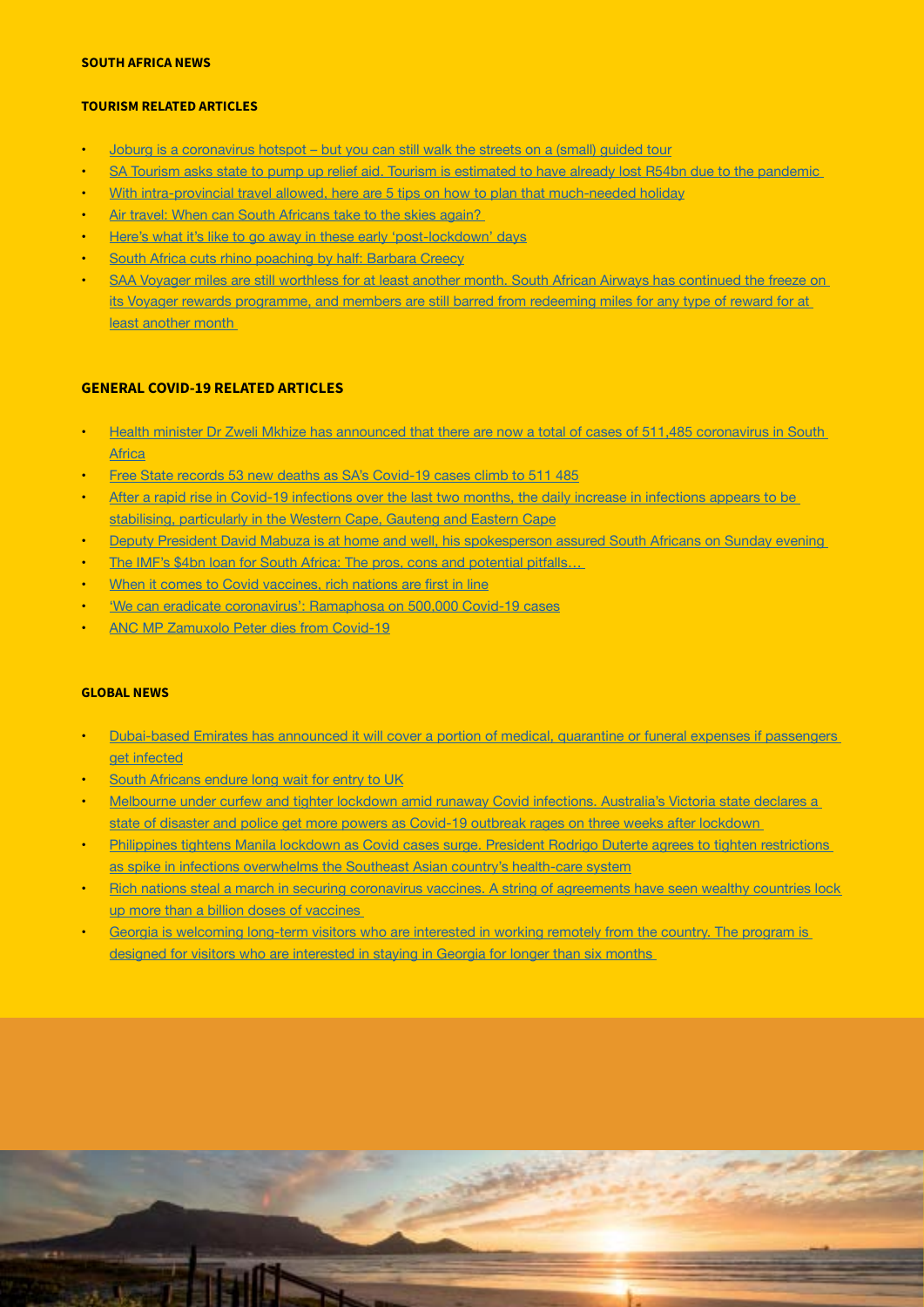#### SOUTH AFRICA NEWS

#### TOURISM RELATED ARTICLES

- Joburg is a coronavirus hotspot – but you can still walk the streets on a (small) guided tour
- SA Tourism asks state to pump up relief aid. Tourism is estimated to have already lost R54bn due to the pandemic
- With intra-provincial travel allowed, here are 5 tips on how to plan that much-needed holiday
- Air travel: When can South Africans take to the skies again?
- Here's what it's like to go away in these early 'post-lockdown' days
- South Africa cuts rhino poaching by half: Barbara Creecy
- SAA Voyager miles are still worthless for at least another month. South African Airways has continued the freeze on its Voyager rewards programme, and members are still barred from redeeming miles for any type of reward for at least another month

#### GENERAL COVID-19 RELATED ARTICLES

- Health minister Dr Zweli Mkhize has announced that there are now a total of cases of 511,485 coronavirus in South Africa
- Free State records 53 new deaths as SA's Covid-19 cases climb to 511 485
- After a rapid rise in Covid-19 infections over the last two months, the daily increase in infections appears to be stabilising, particularly in the Western Cape, Gauteng and Eastern Cape
- Deputy President David Mabuza is at home and well, his spokesperson assured South Africans on Sunday evening
- The IMF's $4bn loan for South Africa: The pros, cons and potential pitfalls…
- When it comes to Covid vaccines, rich nations are first in line
- 'We can eradicate coronavirus': Ramaphosa on 500,000 Covid-19 cases
- ANC MP Zamuxolo Peter dies from Covid-19

#### GLOBAL NEWS

- Dubai-based Emirates has announced it will cover a portion of medical, quarantine or funeral expenses if passengers get infected
- South Africans endure long wait for entry to UK
- Melbourne under curfew and tighter lockdown amid runaway Covid infections. Australia's Victoria state declares a state of disaster and police get more powers as Covid-19 outbreak rages on three weeks after lockdown
- Philippines tightens Manila lockdown as Covid cases surge. President Rodrigo Duterte agrees to tighten restrictions as spike in infections overwhelms the Southeast Asian country's health-care system
- Rich nations steal a march in securing coronavirus vaccines. A string of agreements have seen wealthy countries lock up more than a billion doses of vaccines
- Georgia is welcoming long-term visitors who are interested in working remotely from the country. The program is designed for visitors who are interested in staying in Georgia for longer than six months